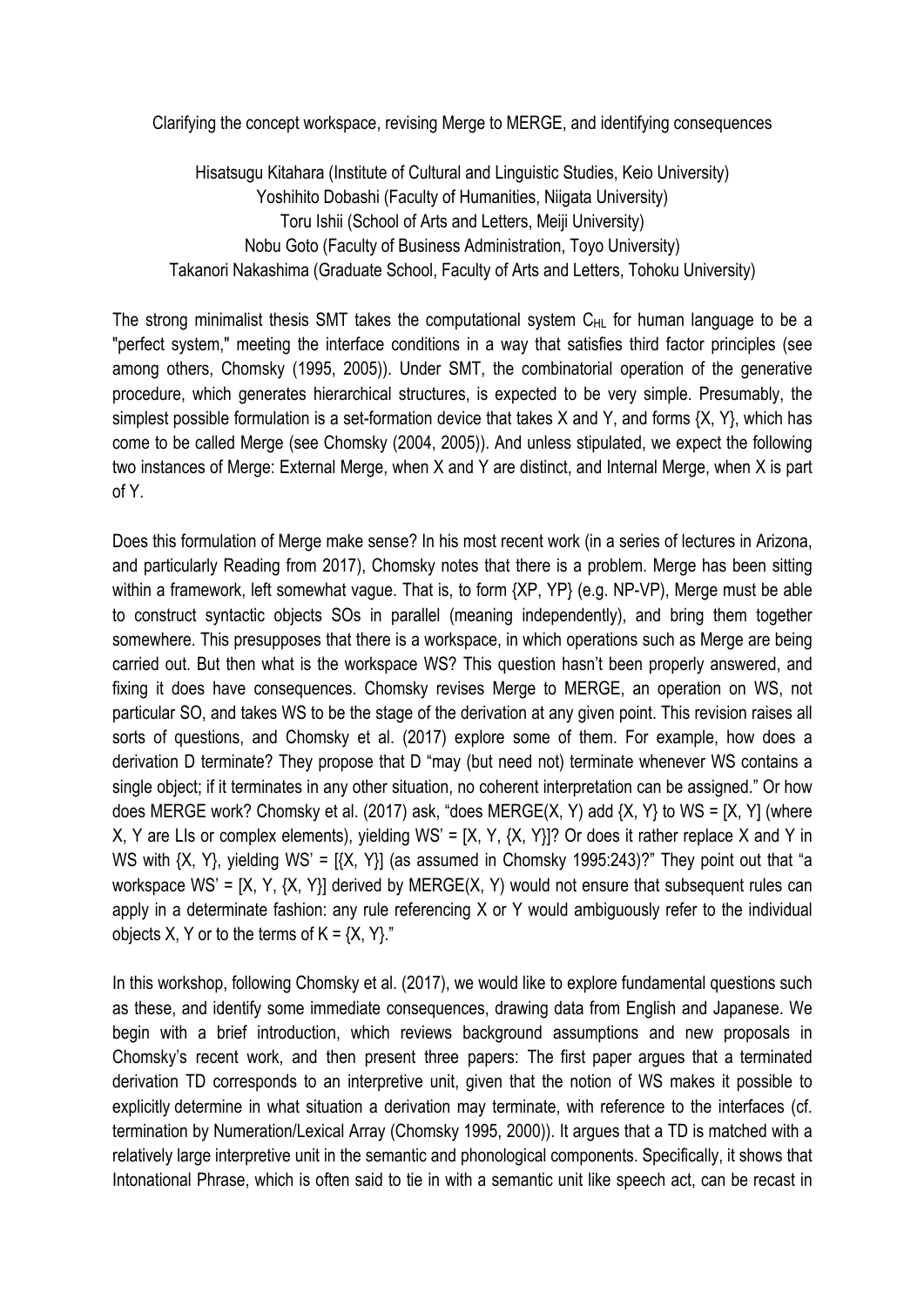Clarifying the concept workspace, revising Merge to MERGE, and identifying consequences

Hisatsugu Kitahara (Institute of Cultural and Linguistic Studies, Keio University)
Yoshihito Dobashi (Faculty of Humanities, Niigata University)
Toru Ishii (School of Arts and Letters, Meiji University)
Nobu Goto (Faculty of Business Administration, Toyo University)
Takanori Nakashima (Graduate School, Faculty of Arts and Letters, Tohoku University)

The strong minimalist thesis SMT takes the computational system $C_{HL}$ for human language to be a "perfect system," meeting the interface conditions in a way that satisfies third factor principles (see among others, Chomsky (1995, 2005)). Under SMT, the combinatorial operation of the generative procedure, which generates hierarchical structures, is expected to be very simple. Presumably, the simplest possible formulation is a set-formation device that takes X and Y, and forms {X, Y}, which has come to be called Merge (see Chomsky (2004, 2005)). And unless stipulated, we expect the following two instances of Merge: External Merge, when X and Y are distinct, and Internal Merge, when X is part of Y.

Does this formulation of Merge make sense? In his most recent work (in a series of lectures in Arizona, and particularly Reading from 2017), Chomsky notes that there is a problem. Merge has been sitting within a framework, left somewhat vague. That is, to form {XP, YP} (e.g. NP-VP), Merge must be able to construct syntactic objects SOs in parallel (meaning independently), and bring them together somewhere. This presupposes that there is a workspace, in which operations such as Merge are being carried out. But then what is the workspace WS? This question hasn't been properly answered, and fixing it does have consequences. Chomsky revises Merge to MERGE, an operation on WS, not particular SO, and takes WS to be the stage of the derivation at any given point. This revision raises all sorts of questions, and Chomsky et al. (2017) explore some of them. For example, how does a derivation D terminate? They propose that D "may (but need not) terminate whenever WS contains a single object; if it terminates in any other situation, no coherent interpretation can be assigned." Or how does MERGE work? Chomsky et al. (2017) ask, "does MERGE(X, Y) add {X, Y} to WS = [X, Y] (where X, Y are LIs or complex elements), yielding WS' = [X, Y, {X, Y}]? Or does it rather replace X and Y in WS with {X, Y}, yielding WS' = [{X, Y}] (as assumed in Chomsky 1995:243)?" They point out that "a workspace WS' = [X, Y, {X, Y}] derived by MERGE(X, Y) would not ensure that subsequent rules can apply in a determinate fashion: any rule referencing X or Y would ambiguously refer to the individual objects X, Y or to the terms of K = {X, Y}."

In this workshop, following Chomsky et al. (2017), we would like to explore fundamental questions such as these, and identify some immediate consequences, drawing data from English and Japanese. We begin with a brief introduction, which reviews background assumptions and new proposals in Chomsky's recent work, and then present three papers: The first paper argues that a terminated derivation TD corresponds to an interpretive unit, given that the notion of WS makes it possible to explicitly determine in what situation a derivation may terminate, with reference to the interfaces (cf. termination by Numeration/Lexical Array (Chomsky 1995, 2000)). It argues that a TD is matched with a relatively large interpretive unit in the semantic and phonological components. Specifically, it shows that Intonational Phrase, which is often said to tie in with a semantic unit like speech act, can be recast in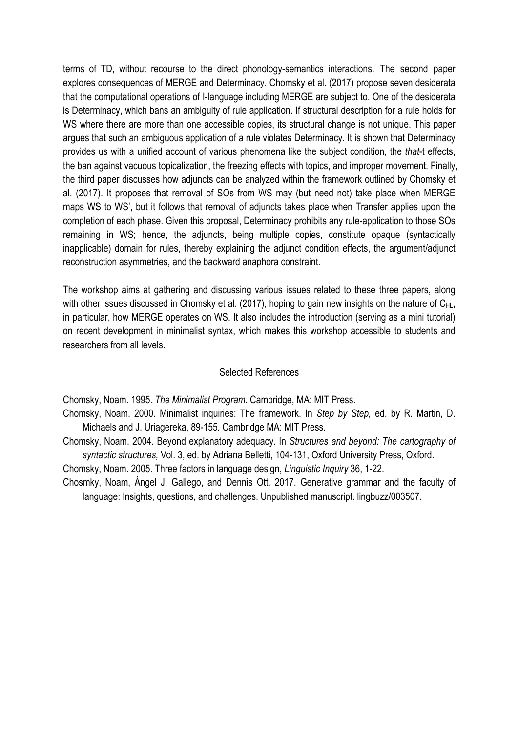terms of TD, without recourse to the direct phonology-semantics interactions. The second paper explores consequences of MERGE and Determinacy. Chomsky et al. (2017) propose seven desiderata that the computational operations of I-language including MERGE are subject to. One of the desiderata is Determinacy, which bans an ambiguity of rule application. If structural description for a rule holds for WS where there are more than one accessible copies, its structural change is not unique. This paper argues that such an ambiguous application of a rule violates Determinacy. It is shown that Determinacy provides us with a unified account of various phenomena like the subject condition, the *that*-t effects, the ban against vacuous topicalization, the freezing effects with topics, and improper movement. Finally, the third paper discusses how adjuncts can be analyzed within the framework outlined by Chomsky et al. (2017). It proposes that removal of SOs from WS may (but need not) take place when MERGE maps WS to WS', but it follows that removal of adjuncts takes place when Transfer applies upon the completion of each phase. Given this proposal, Determinacy prohibits any rule-application to those SOs remaining in WS; hence, the adjuncts, being multiple copies, constitute opaque (syntactically inapplicable) domain for rules, thereby explaining the adjunct condition effects, the argument/adjunct reconstruction asymmetries, and the backward anaphora constraint.

The workshop aims at gathering and discussing various issues related to these three papers, along with other issues discussed in Chomsky et al. (2017), hoping to gain new insights on the nature of $C_{HL}$, in particular, how MERGE operates on WS. It also includes the introduction (serving as a mini tutorial) on recent development in minimalist syntax, which makes this workshop accessible to students and researchers from all levels.

## Selected References

Chomsky, Noam. 1995. *The Minimalist Program.* Cambridge, MA: MIT Press.

Chomsky, Noam. 2000. Minimalist inquiries: The framework. In *Step by Step,* ed. by R. Martin, D. Michaels and J. Uriagereka, 89-155. Cambridge MA: MIT Press.

Chomsky, Noam. 2004. Beyond explanatory adequacy. In *Structures and beyond: The cartography of syntactic structures,* Vol. 3, ed. by Adriana Belletti, 104-131, Oxford University Press, Oxford.

Chomsky, Noam. 2005. Three factors in language design, *Linguistic Inquiry* 36, 1-22.

Chosmky, Noam, Ángel J. Gallego, and Dennis Ott. 2017. Generative grammar and the faculty of language: Insights, questions, and challenges. Unpublished manuscript. lingbuzz/003507.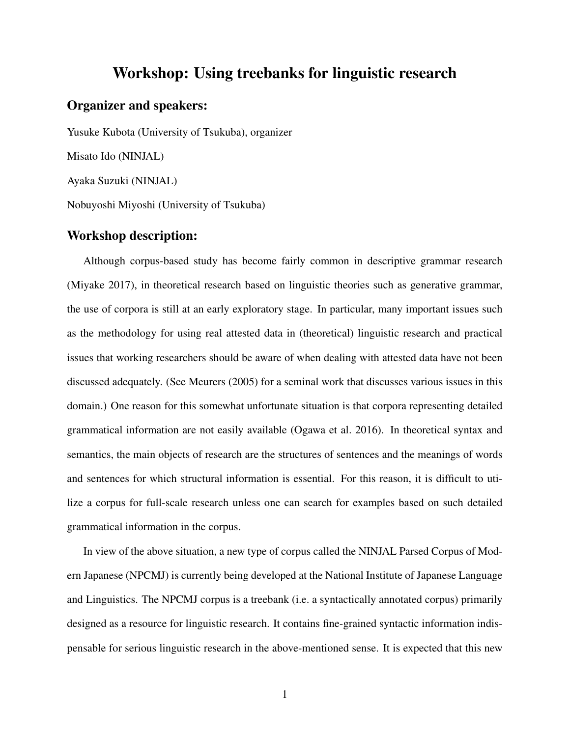# Workshop: Using treebanks for linguistic research

## Organizer and speakers:

Yusuke Kubota (University of Tsukuba), organizer

Misato Ido (NINJAL)

Ayaka Suzuki (NINJAL)

Nobuyoshi Miyoshi (University of Tsukuba)

## Workshop description:

Although corpus-based study has become fairly common in descriptive grammar research (Miyake 2017), in theoretical research based on linguistic theories such as generative grammar, the use of corpora is still at an early exploratory stage. In particular, many important issues such as the methodology for using real attested data in (theoretical) linguistic research and practical issues that working researchers should be aware of when dealing with attested data have not been discussed adequately. (See Meurers (2005) for a seminal work that discusses various issues in this domain.) One reason for this somewhat unfortunate situation is that corpora representing detailed grammatical information are not easily available (Ogawa et al. 2016). In theoretical syntax and semantics, the main objects of research are the structures of sentences and the meanings of words and sentences for which structural information is essential. For this reason, it is difficult to utilize a corpus for full-scale research unless one can search for examples based on such detailed grammatical information in the corpus.

In view of the above situation, a new type of corpus called the NINJAL Parsed Corpus of Modern Japanese (NPCMJ) is currently being developed at the National Institute of Japanese Language and Linguistics. The NPCMJ corpus is a treebank (i.e. a syntactically annotated corpus) primarily designed as a resource for linguistic research. It contains fine-grained syntactic information indispensable for serious linguistic research in the above-mentioned sense. It is expected that this new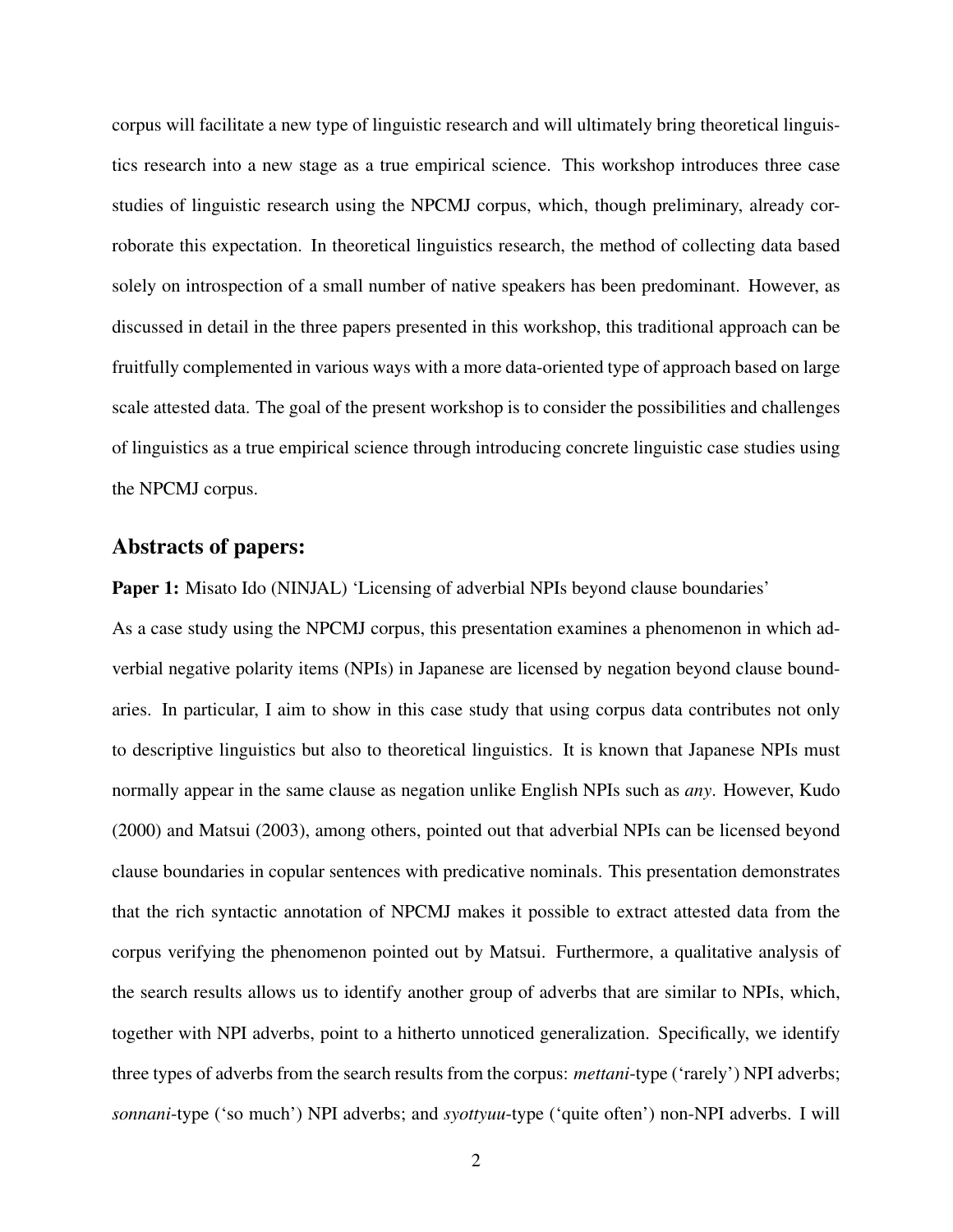corpus will facilitate a new type of linguistic research and will ultimately bring theoretical linguistics research into a new stage as a true empirical science. This workshop introduces three case studies of linguistic research using the NPCMJ corpus, which, though preliminary, already corroborate this expectation. In theoretical linguistics research, the method of collecting data based solely on introspection of a small number of native speakers has been predominant. However, as discussed in detail in the three papers presented in this workshop, this traditional approach can be fruitfully complemented in various ways with a more data-oriented type of approach based on large scale attested data. The goal of the present workshop is to consider the possibilities and challenges of linguistics as a true empirical science through introducing concrete linguistic case studies using the NPCMJ corpus.

## Abstracts of papers:

**Paper 1:** Misato Ido (NINJAL) 'Licensing of adverbial NPIs beyond clause boundaries'

As a case study using the NPCMJ corpus, this presentation examines a phenomenon in which adverbial negative polarity items (NPIs) in Japanese are licensed by negation beyond clause boundaries. In particular, I aim to show in this case study that using corpus data contributes not only to descriptive linguistics but also to theoretical linguistics. It is known that Japanese NPIs must normally appear in the same clause as negation unlike English NPIs such as *any*. However, Kudo (2000) and Matsui (2003), among others, pointed out that adverbial NPIs can be licensed beyond clause boundaries in copular sentences with predicative nominals. This presentation demonstrates that the rich syntactic annotation of NPCMJ makes it possible to extract attested data from the corpus verifying the phenomenon pointed out by Matsui. Furthermore, a qualitative analysis of the search results allows us to identify another group of adverbs that are similar to NPIs, which, together with NPI adverbs, point to a hitherto unnoticed generalization. Specifically, we identify three types of adverbs from the search results from the corpus: *mettani*-type ('rarely') NPI adverbs; *sonnani*-type ('so much') NPI adverbs; and *syottyuu*-type ('quite often') non-NPI adverbs. I will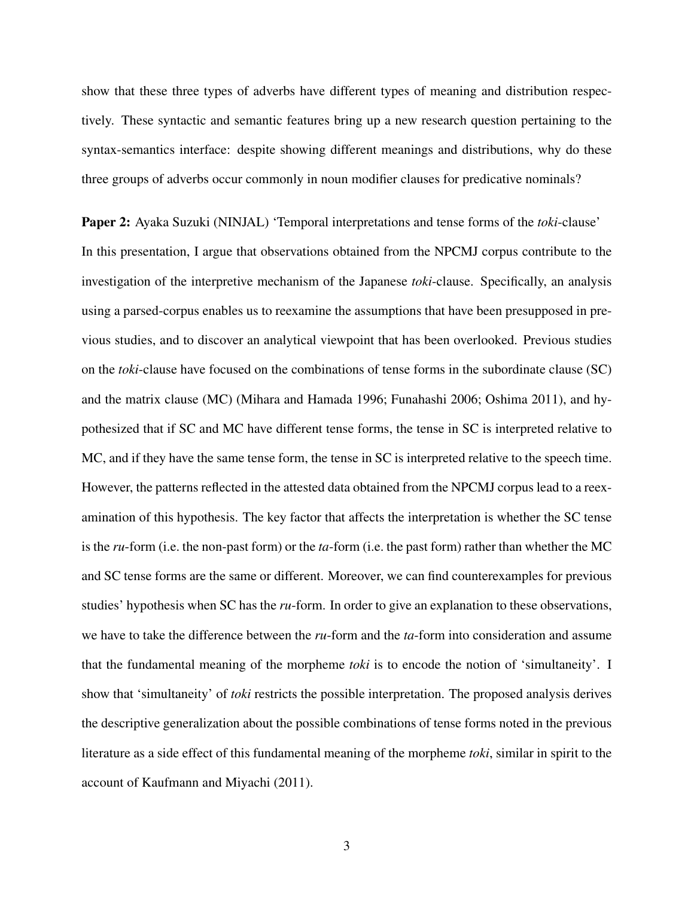show that these three types of adverbs have different types of meaning and distribution respectively. These syntactic and semantic features bring up a new research question pertaining to the syntax-semantics interface: despite showing different meanings and distributions, why do these three groups of adverbs occur commonly in noun modifier clauses for predicative nominals?

**Paper 2:** Ayaka Suzuki (NINJAL) 'Temporal interpretations and tense forms of the *toki*-clause'

In this presentation, I argue that observations obtained from the NPCMJ corpus contribute to the investigation of the interpretive mechanism of the Japanese *toki*-clause. Specifically, an analysis using a parsed-corpus enables us to reexamine the assumptions that have been presupposed in previous studies, and to discover an analytical viewpoint that has been overlooked. Previous studies on the *toki*-clause have focused on the combinations of tense forms in the subordinate clause (SC) and the matrix clause (MC) (Mihara and Hamada 1996; Funahashi 2006; Oshima 2011), and hypothesized that if SC and MC have different tense forms, the tense in SC is interpreted relative to MC, and if they have the same tense form, the tense in SC is interpreted relative to the speech time. However, the patterns reflected in the attested data obtained from the NPCMJ corpus lead to a reexamination of this hypothesis. The key factor that affects the interpretation is whether the SC tense is the *ru*-form (i.e. the non-past form) or the *ta*-form (i.e. the past form) rather than whether the MC and SC tense forms are the same or different. Moreover, we can find counterexamples for previous studies' hypothesis when SC has the *ru*-form. In order to give an explanation to these observations, we have to take the difference between the *ru*-form and the *ta*-form into consideration and assume that the fundamental meaning of the morpheme *toki* is to encode the notion of 'simultaneity'. I show that 'simultaneity' of *toki* restricts the possible interpretation. The proposed analysis derives the descriptive generalization about the possible combinations of tense forms noted in the previous literature as a side effect of this fundamental meaning of the morpheme *toki*, similar in spirit to the account of Kaufmann and Miyachi (2011).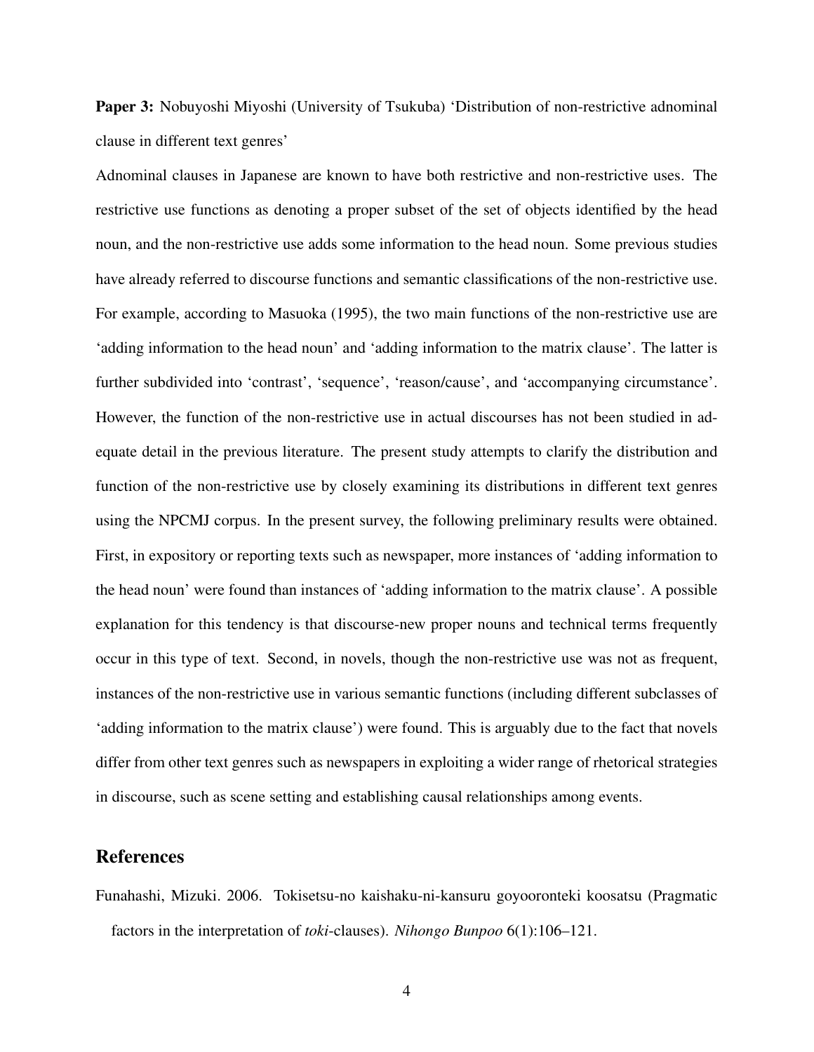**Paper 3:** Nobuyoshi Miyoshi (University of Tsukuba) 'Distribution of non-restrictive adnominal clause in different text genres'

Adnominal clauses in Japanese are known to have both restrictive and non-restrictive uses. The restrictive use functions as denoting a proper subset of the set of objects identified by the head noun, and the non-restrictive use adds some information to the head noun. Some previous studies have already referred to discourse functions and semantic classifications of the non-restrictive use. For example, according to Masuoka (1995), the two main functions of the non-restrictive use are 'adding information to the head noun' and 'adding information to the matrix clause'. The latter is further subdivided into 'contrast', 'sequence', 'reason/cause', and 'accompanying circumstance'. However, the function of the non-restrictive use in actual discourses has not been studied in adequate detail in the previous literature. The present study attempts to clarify the distribution and function of the non-restrictive use by closely examining its distributions in different text genres using the NPCMJ corpus. In the present survey, the following preliminary results were obtained. First, in expository or reporting texts such as newspaper, more instances of 'adding information to the head noun' were found than instances of 'adding information to the matrix clause'. A possible explanation for this tendency is that discourse-new proper nouns and technical terms frequently occur in this type of text. Second, in novels, though the non-restrictive use was not as frequent, instances of the non-restrictive use in various semantic functions (including different subclasses of 'adding information to the matrix clause') were found. This is arguably due to the fact that novels differ from other text genres such as newspapers in exploiting a wider range of rhetorical strategies in discourse, such as scene setting and establishing causal relationships among events.

## References

Funahashi, Mizuki. 2006. Tokisetsu-no kaishaku-ni-kansuru goyooronteki koosatsu (Pragmatic factors in the interpretation of *toki*-clauses). *Nihongo Bunpoo* 6(1):106–121.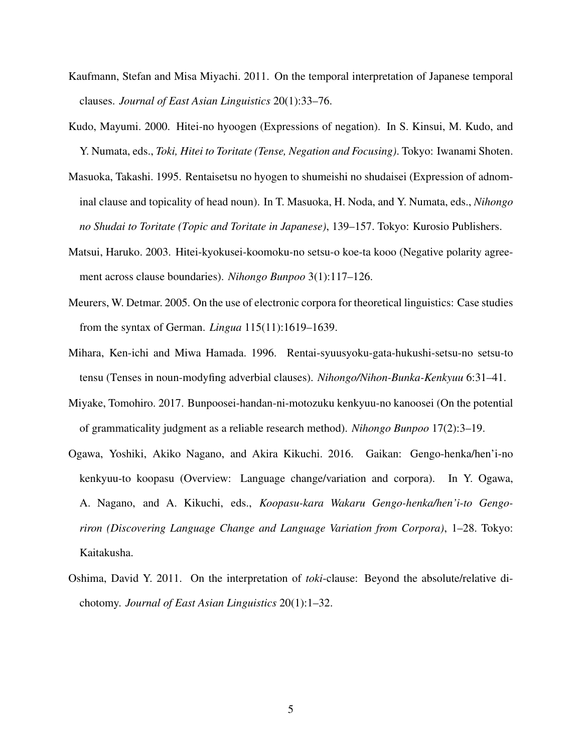Kaufmann, Stefan and Misa Miyachi. 2011. On the temporal interpretation of Japanese temporal clauses. *Journal of East Asian Linguistics* 20(1):33–76.

Kudo, Mayumi. 2000. Hitei-no hyoogen (Expressions of negation). In S. Kinsui, M. Kudo, and Y. Numata, eds., *Toki, Hitei to Toritate (Tense, Negation and Focusing)*. Tokyo: Iwanami Shoten.

Masuoka, Takashi. 1995. Rentaisetsu no hyogen to shumeishi no shudaisei (Expression of adnominal clause and topicality of head noun). In T. Masuoka, H. Noda, and Y. Numata, eds., *Nihongo no Shudai to Toritate (Topic and Toritate in Japanese)*, 139–157. Tokyo: Kurosio Publishers.

Matsui, Haruko. 2003. Hitei-kyokusei-koomoku-no setsu-o koe-ta kooo (Negative polarity agreement across clause boundaries). *Nihongo Bunpoo* 3(1):117–126.

Meurers, W. Detmar. 2005. On the use of electronic corpora for theoretical linguistics: Case studies from the syntax of German. *Lingua* 115(11):1619–1639.

Mihara, Ken-ichi and Miwa Hamada. 1996. Rentai-syuusyoku-gata-hukushi-setsu-no setsu-to tensu (Tenses in noun-modyfing adverbial clauses). *Nihongo/Nihon-Bunka-Kenkyuu* 6:31–41.

Miyake, Tomohiro. 2017. Bunpoosei-handan-ni-motozuku kenkyuu-no kanoosei (On the potential of grammaticality judgment as a reliable research method). *Nihongo Bunpoo* 17(2):3–19.

Ogawa, Yoshiki, Akiko Nagano, and Akira Kikuchi. 2016. Gaikan: Gengo-henka/hen'i-no kenkyuu-to koopasu (Overview: Language change/variation and corpora). In Y. Ogawa, A. Nagano, and A. Kikuchi, eds., *Koopasu-kara Wakaru Gengo-henka/hen'i-to Gengo-riron (Discovering Language Change and Language Variation from Corpora)*, 1–28. Tokyo: Kaitakusha.

Oshima, David Y. 2011. On the interpretation of *toki*-clause: Beyond the absolute/relative dichotomy. *Journal of East Asian Linguistics* 20(1):1–32.